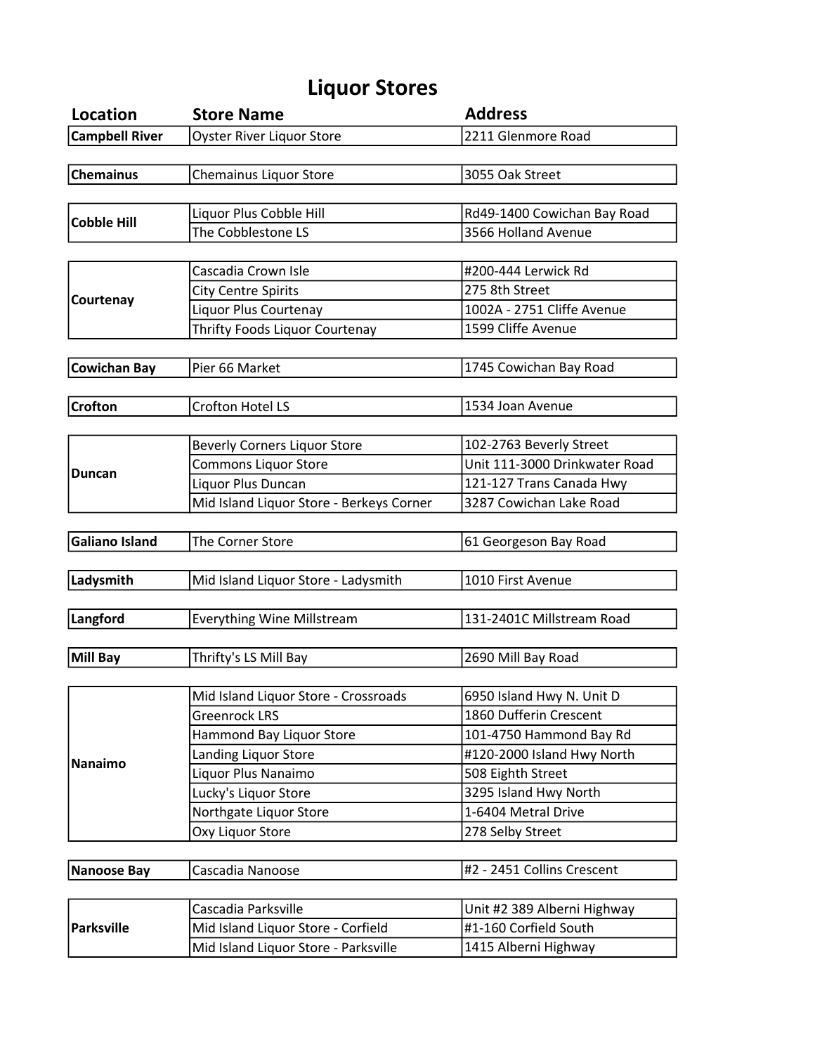# Liquor Stores

| Location | Store Name | Address |
| --- | --- | --- |
| **Campbell River** | Oyster River Liquor Store | 2211 Glenmore Road |
| **Chemainus** | Chemainus Liquor Store | 3055 Oak Street |
| **Cobble Hill** | Liquor Plus Cobble Hill | Rd49-1400 Cowichan Bay Road |
| | The Cobblestone LS | 3566 Holland Avenue |
| **Courtenay** | Cascadia Crown Isle | #200-444 Lerwick Rd |
| | City Centre Spirits | 275 8th Street |
| | Liquor Plus Courtenay | 1002A - 2751 Cliffe Avenue |
| | Thrifty Foods Liquor Courtenay | 1599 Cliffe Avenue |
| **Cowichan Bay** | Pier 66 Market | 1745 Cowichan Bay Road |
| **Crofton** | Crofton Hotel LS | 1534 Joan Avenue |
| **Duncan** | Beverly Corners Liquor Store | 102-2763 Beverly Street |
| | Commons Liquor Store | Unit 111-3000 Drinkwater Road |
| | Liquor Plus Duncan | 121-127 Trans Canada Hwy |
| | Mid Island Liquor Store - Berkeys Corner | 3287 Cowichan Lake Road |
| **Galiano Island** | The Corner Store | 61 Georgeson Bay Road |
| **Ladysmith** | Mid Island Liquor Store - Ladysmith | 1010 First Avenue |
| **Langford** | Everything Wine Millstream | 131-2401C Millstream Road |
| **Mill Bay** | Thrifty's LS Mill Bay | 2690 Mill Bay Road |
| **Nanaimo** | Mid Island Liquor Store - Crossroads | 6950 Island Hwy N. Unit D |
| | Greenrock LRS | 1860 Dufferin Crescent |
| | Hammond Bay Liquor Store | 101-4750 Hammond Bay Rd |
| | Landing Liquor Store | #120-2000 Island Hwy North |
| | Liquor Plus Nanaimo | 508 Eighth Street |
| | Lucky's Liquor Store | 3295 Island Hwy North |
| | Northgate Liquor Store | 1-6404 Metral Drive |
| | Oxy Liquor Store | 278 Selby Street |
| **Nanoose Bay** | Cascadia Nanoose | #2 - 2451 Collins Crescent |
| **Parksville** | Cascadia Parksville | Unit #2 389 Alberni Highway |
| | Mid Island Liquor Store - Corfield | #1-160 Corfield South |
| | Mid Island Liquor Store - Parksville | 1415 Alberni Highway |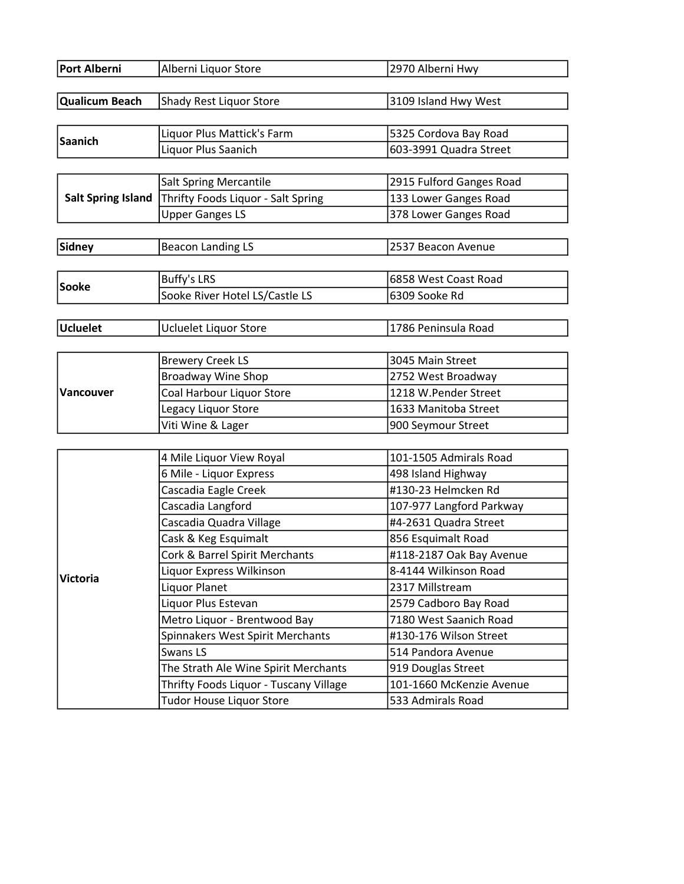| | | |
|---|---|---|
| **Port Alberni** | Alberni Liquor Store | 2970 Alberni Hwy |
| **Qualicum Beach** | Shady Rest Liquor Store | 3109 Island Hwy West |
| **Saanich** | Liquor Plus Mattick's Farm | 5325 Cordova Bay Road |
| | Liquor Plus Saanich | 603-3991 Quadra Street |
| **Salt Spring Island** | Salt Spring Mercantile | 2915 Fulford Ganges Road |
| | Thrifty Foods Liquor - Salt Spring | 133 Lower Ganges Road |
| | Upper Ganges LS | 378 Lower Ganges Road |
| **Sidney** | Beacon Landing LS | 2537 Beacon Avenue |
| **Sooke** | Buffy's LRS | 6858 West Coast Road |
| | Sooke River Hotel LS/Castle LS | 6309 Sooke Rd |
| **Ucluelet** | Ucluelet Liquor Store | 1786 Peninsula Road |
| **Vancouver** | Brewery Creek LS | 3045 Main Street |
| | Broadway Wine Shop | 2752 West Broadway |
| | Coal Harbour Liquor Store | 1218 W.Pender Street |
| | Legacy Liquor Store | 1633 Manitoba Street |
| | Viti Wine & Lager | 900 Seymour Street |
| **Victoria** | 4 Mile Liquor View Royal | 101-1505 Admirals Road |
| | 6 Mile - Liquor Express | 498 Island Highway |
| | Cascadia Eagle Creek | #130-23 Helmcken Rd |
| | Cascadia Langford | 107-977 Langford Parkway |
| | Cascadia Quadra Village | #4-2631 Quadra Street |
| | Cask & Keg Esquimalt | 856 Esquimalt Road |
| | Cork & Barrel Spirit Merchants | #118-2187 Oak Bay Avenue |
| | Liquor Express Wilkinson | 8-4144 Wilkinson Road |
| | Liquor Planet | 2317 Millstream |
| | Liquor Plus Estevan | 2579 Cadboro Bay Road |
| | Metro Liquor - Brentwood Bay | 7180 West Saanich Road |
| | Spinnakers West Spirit Merchants | #130-176 Wilson Street |
| | Swans LS | 514 Pandora Avenue |
| | The Strath Ale Wine Spirit Merchants | 919 Douglas Street |
| | Thrifty Foods Liquor - Tuscany Village | 101-1660 McKenzie Avenue |
| | Tudor House Liquor Store | 533 Admirals Road |